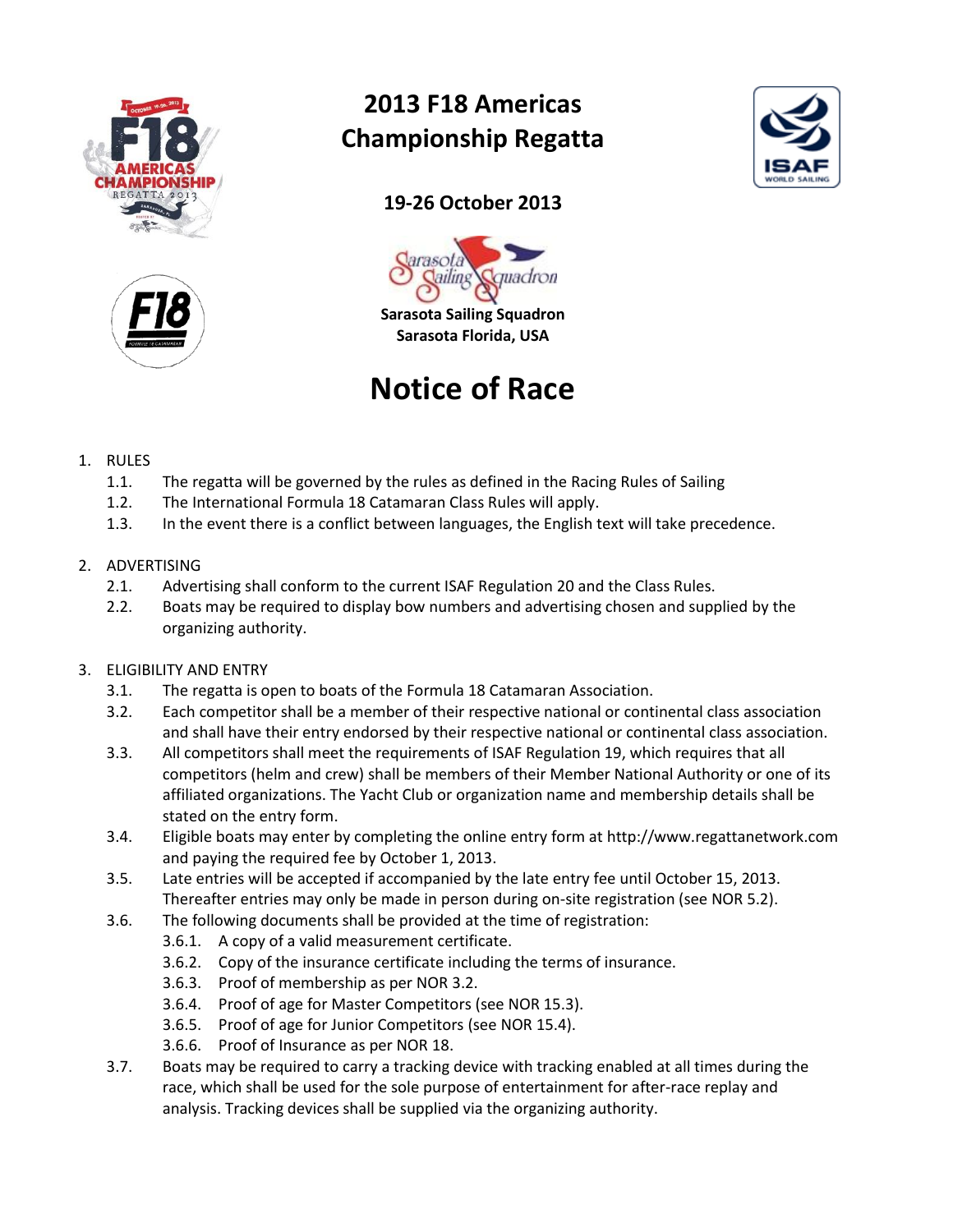# 2013 F18 Americas Championship Regatta

**19-26 October 2013**

**Sarasota Sailing Squadron**
**Sarasota Florida, USA**

# Notice of Race

1. RULES
   - 1.1. The regatta will be governed by the rules as defined in the Racing Rules of Sailing
   - 1.2. The International Formula 18 Catamaran Class Rules will apply.
   - 1.3. In the event there is a conflict between languages, the English text will take precedence.

2. ADVERTISING
   - 2.1. Advertising shall conform to the current ISAF Regulation 20 and the Class Rules.
   - 2.2. Boats may be required to display bow numbers and advertising chosen and supplied by the organizing authority.

3. ELIGIBILITY AND ENTRY
   - 3.1. The regatta is open to boats of the Formula 18 Catamaran Association.
   - 3.2. Each competitor shall be a member of their respective national or continental class association and shall have their entry endorsed by their respective national or continental class association.
   - 3.3. All competitors shall meet the requirements of ISAF Regulation 19, which requires that all competitors (helm and crew) shall be members of their Member National Authority or one of its affiliated organizations. The Yacht Club or organization name and membership details shall be stated on the entry form.
   - 3.4. Eligible boats may enter by completing the online entry form at http://www.regattanetwork.com and paying the required fee by October 1, 2013.
   - 3.5. Late entries will be accepted if accompanied by the late entry fee until October 15, 2013. Thereafter entries may only be made in person during on-site registration (see NOR 5.2).
   - 3.6. The following documents shall be provided at the time of registration:
     - 3.6.1. A copy of a valid measurement certificate.
     - 3.6.2. Copy of the insurance certificate including the terms of insurance.
     - 3.6.3. Proof of membership as per NOR 3.2.
     - 3.6.4. Proof of age for Master Competitors (see NOR 15.3).
     - 3.6.5. Proof of age for Junior Competitors (see NOR 15.4).
     - 3.6.6. Proof of Insurance as per NOR 18.
   - 3.7. Boats may be required to carry a tracking device with tracking enabled at all times during the race, which shall be used for the sole purpose of entertainment for after-race replay and analysis. Tracking devices shall be supplied via the organizing authority.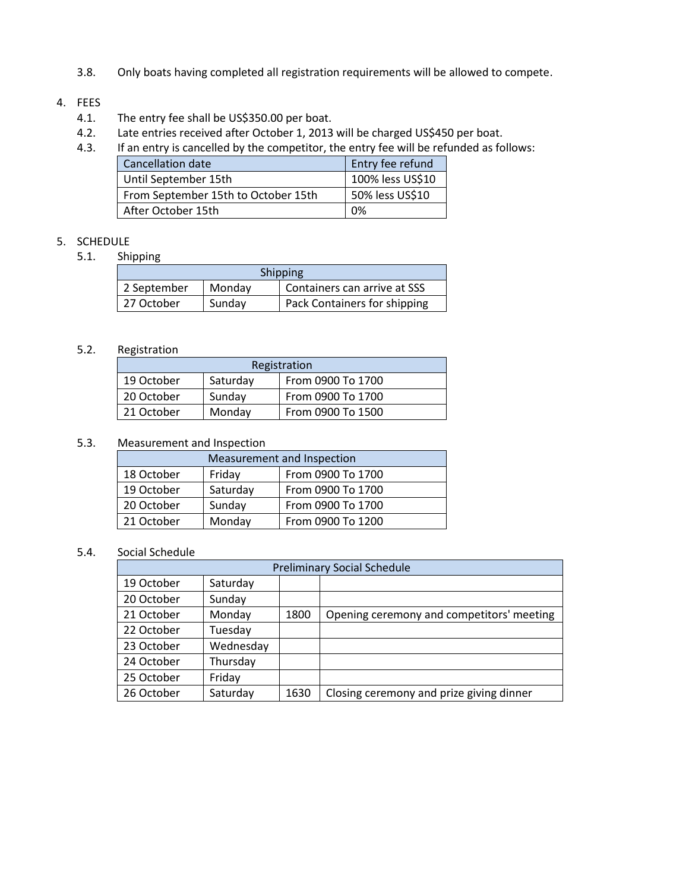3.8. Only boats having completed all registration requirements will be allowed to compete.

4. FEES
   - 4.1. The entry fee shall be US$350.00 per boat.
   - 4.2. Late entries received after October 1, 2013 will be charged US$450 per boat.
   - 4.3. If an entry is cancelled by the competitor, the entry fee will be refunded as follows:

| Cancellation date | Entry fee refund |
|---|---|
| Until September 15th | 100% less US$10 |
| From September 15th to October 15th | 50% less US$10 |
| After October 15th | 0% |

5. SCHEDULE
   - 5.1. Shipping

| Shipping | | |
|---|---|---|
| 2 September | Monday | Containers can arrive at SSS |
| 27 October | Sunday | Pack Containers for shipping |

   - 5.2. Registration

| Registration | | |
|---|---|---|
| 19 October | Saturday | From 0900 To 1700 |
| 20 October | Sunday | From 0900 To 1700 |
| 21 October | Monday | From 0900 To 1500 |

   - 5.3. Measurement and Inspection

| Measurement and Inspection | | |
|---|---|---|
| 18 October | Friday | From 0900 To 1700 |
| 19 October | Saturday | From 0900 To 1700 |
| 20 October | Sunday | From 0900 To 1700 |
| 21 October | Monday | From 0900 To 1200 |

   - 5.4. Social Schedule

| Preliminary Social Schedule | | | |
|---|---|---|---|
| 19 October | Saturday | | |
| 20 October | Sunday | | |
| 21 October | Monday | 1800 | Opening ceremony and competitors' meeting |
| 22 October | Tuesday | | |
| 23 October | Wednesday | | |
| 24 October | Thursday | | |
| 25 October | Friday | | |
| 26 October | Saturday | 1630 | Closing ceremony and prize giving dinner |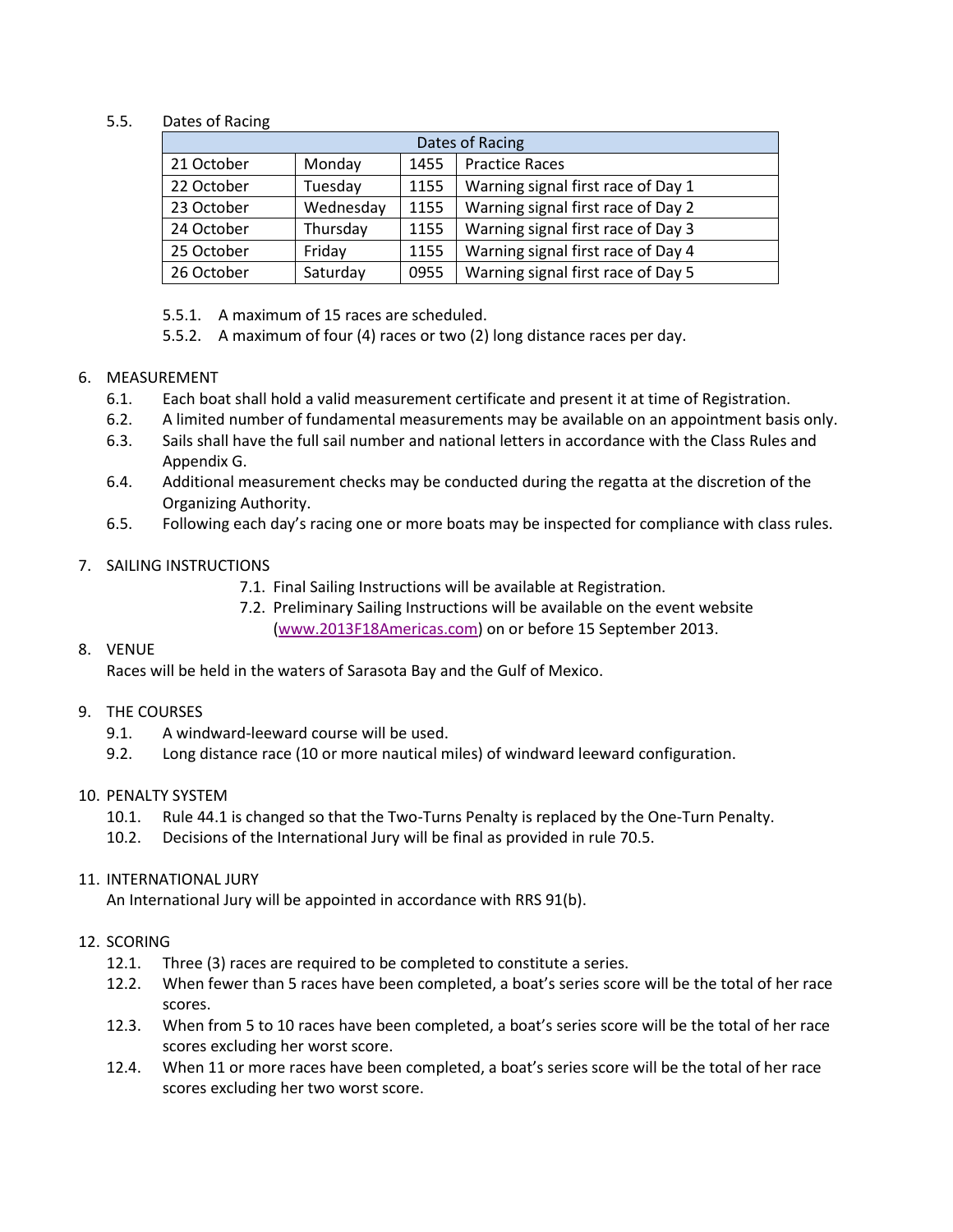5.5. Dates of Racing

| Dates of Racing | | | |
|---|---|---|---|
| 21 October | Monday | 1455 | Practice Races |
| 22 October | Tuesday | 1155 | Warning signal first race of Day 1 |
| 23 October | Wednesday | 1155 | Warning signal first race of Day 2 |
| 24 October | Thursday | 1155 | Warning signal first race of Day 3 |
| 25 October | Friday | 1155 | Warning signal first race of Day 4 |
| 26 October | Saturday | 0955 | Warning signal first race of Day 5 |

5.5.1. A maximum of 15 races are scheduled.

5.5.2. A maximum of four (4) races or two (2) long distance races per day.

## 6. MEASUREMENT

6.1. Each boat shall hold a valid measurement certificate and present it at time of Registration.

6.2. A limited number of fundamental measurements may be available on an appointment basis only.

6.3. Sails shall have the full sail number and national letters in accordance with the Class Rules and Appendix G.

6.4. Additional measurement checks may be conducted during the regatta at the discretion of the Organizing Authority.

6.5. Following each day's racing one or more boats may be inspected for compliance with class rules.

## 7. SAILING INSTRUCTIONS

7.1. Final Sailing Instructions will be available at Registration.

7.2. Preliminary Sailing Instructions will be available on the event website (www.2013F18Americas.com) on or before 15 September 2013.

## 8. VENUE

Races will be held in the waters of Sarasota Bay and the Gulf of Mexico.

## 9. THE COURSES

9.1. A windward-leeward course will be used.

9.2. Long distance race (10 or more nautical miles) of windward leeward configuration.

## 10. PENALTY SYSTEM

10.1. Rule 44.1 is changed so that the Two-Turns Penalty is replaced by the One-Turn Penalty.

10.2. Decisions of the International Jury will be final as provided in rule 70.5.

## 11. INTERNATIONAL JURY

An International Jury will be appointed in accordance with RRS 91(b).

## 12. SCORING

12.1. Three (3) races are required to be completed to constitute a series.

12.2. When fewer than 5 races have been completed, a boat's series score will be the total of her race scores.

12.3. When from 5 to 10 races have been completed, a boat's series score will be the total of her race scores excluding her worst score.

12.4. When 11 or more races have been completed, a boat's series score will be the total of her race scores excluding her two worst score.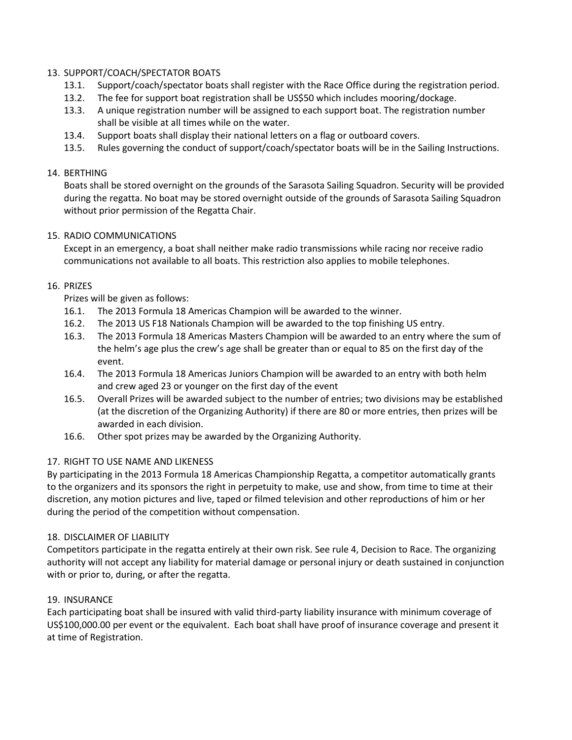## 13. SUPPORT/COACH/SPECTATOR BOATS

13.1. Support/coach/spectator boats shall register with the Race Office during the registration period.

13.2. The fee for support boat registration shall be US$50 which includes mooring/dockage.

13.3. A unique registration number will be assigned to each support boat. The registration number shall be visible at all times while on the water.

13.4. Support boats shall display their national letters on a flag or outboard covers.

13.5. Rules governing the conduct of support/coach/spectator boats will be in the Sailing Instructions.

## 14. BERTHING

Boats shall be stored overnight on the grounds of the Sarasota Sailing Squadron. Security will be provided during the regatta. No boat may be stored overnight outside of the grounds of Sarasota Sailing Squadron without prior permission of the Regatta Chair.

## 15. RADIO COMMUNICATIONS

Except in an emergency, a boat shall neither make radio transmissions while racing nor receive radio communications not available to all boats. This restriction also applies to mobile telephones.

## 16. PRIZES

Prizes will be given as follows:

16.1. The 2013 Formula 18 Americas Champion will be awarded to the winner.

16.2. The 2013 US F18 Nationals Champion will be awarded to the top finishing US entry.

16.3. The 2013 Formula 18 Americas Masters Champion will be awarded to an entry where the sum of the helm's age plus the crew's age shall be greater than or equal to 85 on the first day of the event.

16.4. The 2013 Formula 18 Americas Juniors Champion will be awarded to an entry with both helm and crew aged 23 or younger on the first day of the event

16.5. Overall Prizes will be awarded subject to the number of entries; two divisions may be established (at the discretion of the Organizing Authority) if there are 80 or more entries, then prizes will be awarded in each division.

16.6. Other spot prizes may be awarded by the Organizing Authority.

## 17. RIGHT TO USE NAME AND LIKENESS

By participating in the 2013 Formula 18 Americas Championship Regatta, a competitor automatically grants to the organizers and its sponsors the right in perpetuity to make, use and show, from time to time at their discretion, any motion pictures and live, taped or filmed television and other reproductions of him or her during the period of the competition without compensation.

## 18. DISCLAIMER OF LIABILITY

Competitors participate in the regatta entirely at their own risk. See rule 4, Decision to Race. The organizing authority will not accept any liability for material damage or personal injury or death sustained in conjunction with or prior to, during, or after the regatta.

## 19. INSURANCE

Each participating boat shall be insured with valid third-party liability insurance with minimum coverage of US$100,000.00 per event or the equivalent. Each boat shall have proof of insurance coverage and present it at time of Registration.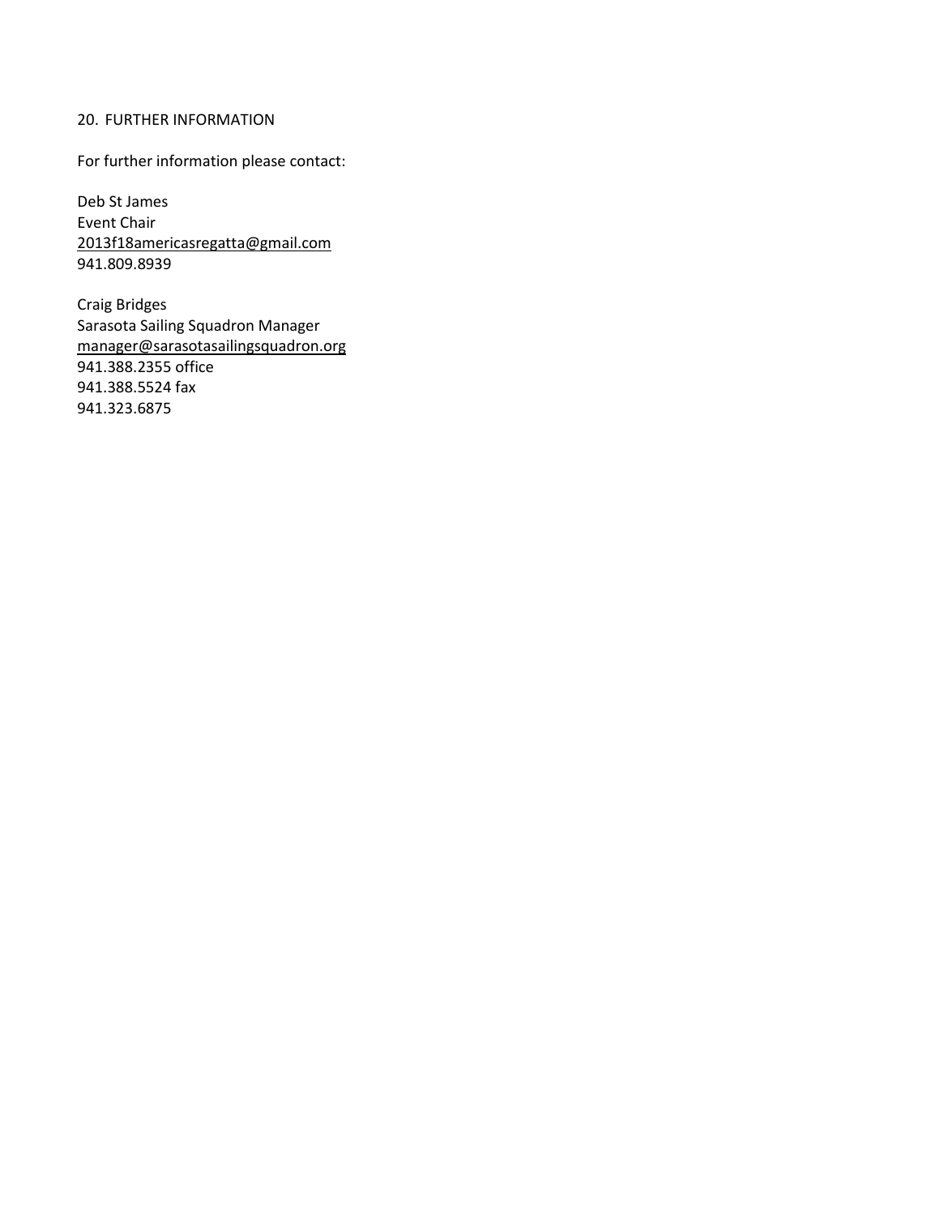## 20. FURTHER INFORMATION

For further information please contact:

Deb St James  
Event Chair  
2013f18americasregatta@gmail.com  
941.809.8939

Craig Bridges  
Sarasota Sailing Squadron Manager  
manager@sarasotasailingsquadron.org  
941.388.2355 office  
941.388.5524 fax  
941.323.6875